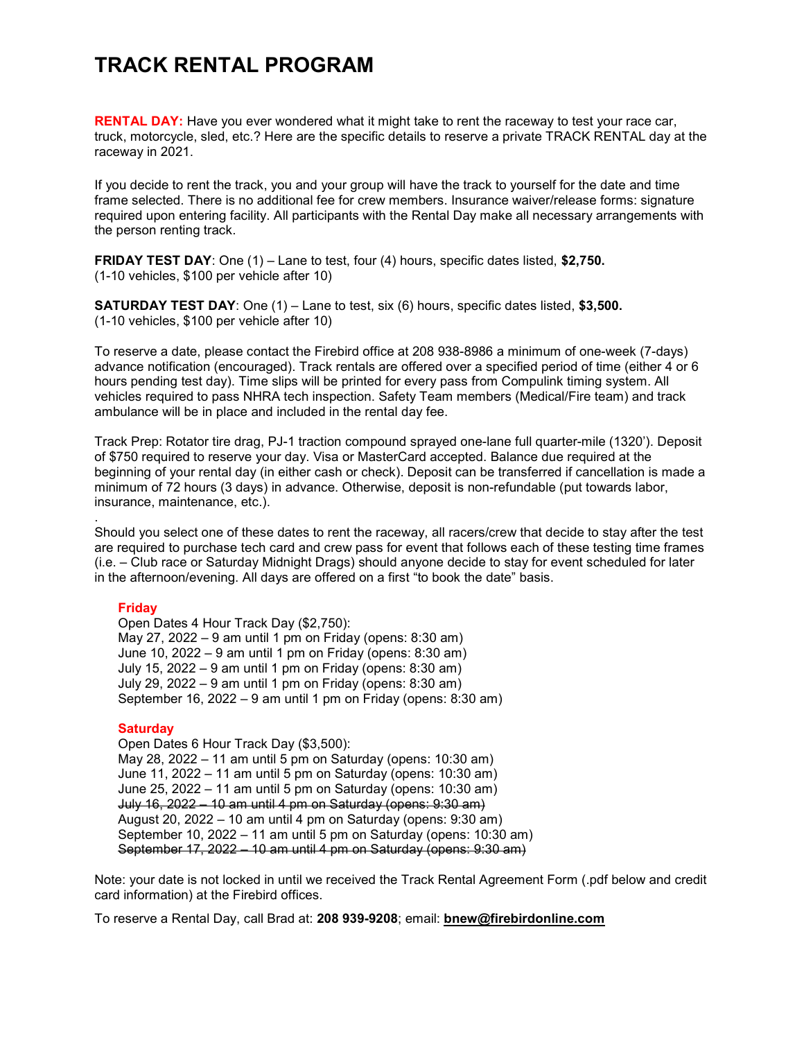# TRACK RENTAL PROGRAM

**RENTAL DAY:** Have you ever wondered what it might take to rent the raceway to test your race car, truck, motorcycle, sled, etc.? Here are the specific details to reserve a private TRACK RENTAL day at the raceway in 2021.

If you decide to rent the track, you and your group will have the track to yourself for the date and time frame selected. There is no additional fee for crew members. Insurance waiver/release forms: signature required upon entering facility. All participants with the Rental Day make all necessary arrangements with the person renting track.

**FRIDAY TEST DAY**: One (1) – Lane to test, four (4) hours, specific dates listed, **$2,750.**
(1-10 vehicles, $100 per vehicle after 10)

**SATURDAY TEST DAY**: One (1) – Lane to test, six (6) hours, specific dates listed, **$3,500.**
(1-10 vehicles, $100 per vehicle after 10)

To reserve a date, please contact the Firebird office at 208 938-8986 a minimum of one-week (7-days) advance notification (encouraged). Track rentals are offered over a specified period of time (either 4 or 6 hours pending test day). Time slips will be printed for every pass from Compulink timing system. All vehicles required to pass NHRA tech inspection. Safety Team members (Medical/Fire team) and track ambulance will be in place and included in the rental day fee.

Track Prep: Rotator tire drag, PJ-1 traction compound sprayed one-lane full quarter-mile (1320'). Deposit of $750 required to reserve your day. Visa or MasterCard accepted. Balance due required at the beginning of your rental day (in either cash or check). Deposit can be transferred if cancellation is made a minimum of 72 hours (3 days) in advance. Otherwise, deposit is non-refundable (put towards labor, insurance, maintenance, etc.).

.
Should you select one of these dates to rent the raceway, all racers/crew that decide to stay after the test are required to purchase tech card and crew pass for event that follows each of these testing time frames (i.e. – Club race or Saturday Midnight Drags) should anyone decide to stay for event scheduled for later in the afternoon/evening. All days are offered on a first "to book the date" basis.

**Friday**
Open Dates 4 Hour Track Day ($2,750):
May 27, 2022 – 9 am until 1 pm on Friday (opens: 8:30 am)
June 10, 2022 – 9 am until 1 pm on Friday (opens: 8:30 am)
July 15, 2022 – 9 am until 1 pm on Friday (opens: 8:30 am)
July 29, 2022 – 9 am until 1 pm on Friday (opens: 8:30 am)
September 16, 2022 – 9 am until 1 pm on Friday (opens: 8:30 am)

**Saturday**
Open Dates 6 Hour Track Day ($3,500):
May 28, 2022 – 11 am until 5 pm on Saturday (opens: 10:30 am)
June 11, 2022 – 11 am until 5 pm on Saturday (opens: 10:30 am)
June 25, 2022 – 11 am until 5 pm on Saturday (opens: 10:30 am)
~~July 16, 2022 – 10 am until 4 pm on Saturday (opens: 9:30 am)~~
August 20, 2022 – 10 am until 4 pm on Saturday (opens: 9:30 am)
September 10, 2022 – 11 am until 5 pm on Saturday (opens: 10:30 am)
~~September 17, 2022 – 10 am until 4 pm on Saturday (opens: 9:30 am)~~

Note: your date is not locked in until we received the Track Rental Agreement Form (.pdf below and credit card information) at the Firebird offices.

To reserve a Rental Day, call Brad at: **208 939-9208**; email: **bnew@firebirdonline.com**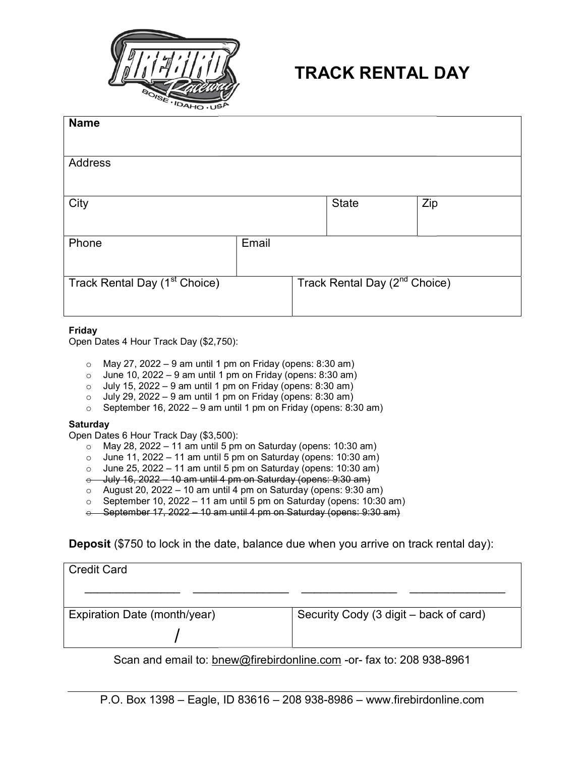# TRACK RENTAL DAY

| | | | | |
|---|---|---|---|---|
| **Name** | | | | |
| Address | | | | |
| City | | | State | Zip |
| Phone | Email | | | |
| Track Rental Day (1st Choice) | | Track Rental Day (2nd Choice) | | |

**Friday**

Open Dates 4 Hour Track Day ($2,750):

- May 27, 2022 – 9 am until 1 pm on Friday (opens: 8:30 am)
- June 10, 2022 – 9 am until 1 pm on Friday (opens: 8:30 am)
- July 15, 2022 – 9 am until 1 pm on Friday (opens: 8:30 am)
- July 29, 2022 – 9 am until 1 pm on Friday (opens: 8:30 am)
- September 16, 2022 – 9 am until 1 pm on Friday (opens: 8:30 am)

**Saturday**

Open Dates 6 Hour Track Day ($3,500):

- May 28, 2022 – 11 am until 5 pm on Saturday (opens: 10:30 am)
- June 11, 2022 – 11 am until 5 pm on Saturday (opens: 10:30 am)
- June 25, 2022 – 11 am until 5 pm on Saturday (opens: 10:30 am)
- ~~July 16, 2022 – 10 am until 4 pm on Saturday (opens: 9:30 am)~~
- August 20, 2022 – 10 am until 4 pm on Saturday (opens: 9:30 am)
- September 10, 2022 – 11 am until 5 pm on Saturday (opens: 10:30 am)
- ~~September 17, 2022 – 10 am until 4 pm on Saturday (opens: 9:30 am)~~

**Deposit** ($750 to lock in the date, balance due when you arrive on track rental day):

| | |
|---|---|
| Credit Card<br>______________ ______________ ______________ ______________ | |
| Expiration Date (month/year)<br>/ | Security Cody (3 digit – back of card) |

Scan and email to: bnew@firebirdonline.com -or- fax to: 208 938-8961

P.O. Box 1398 – Eagle, ID 83616 – 208 938-8986 – www.firebirdonline.com